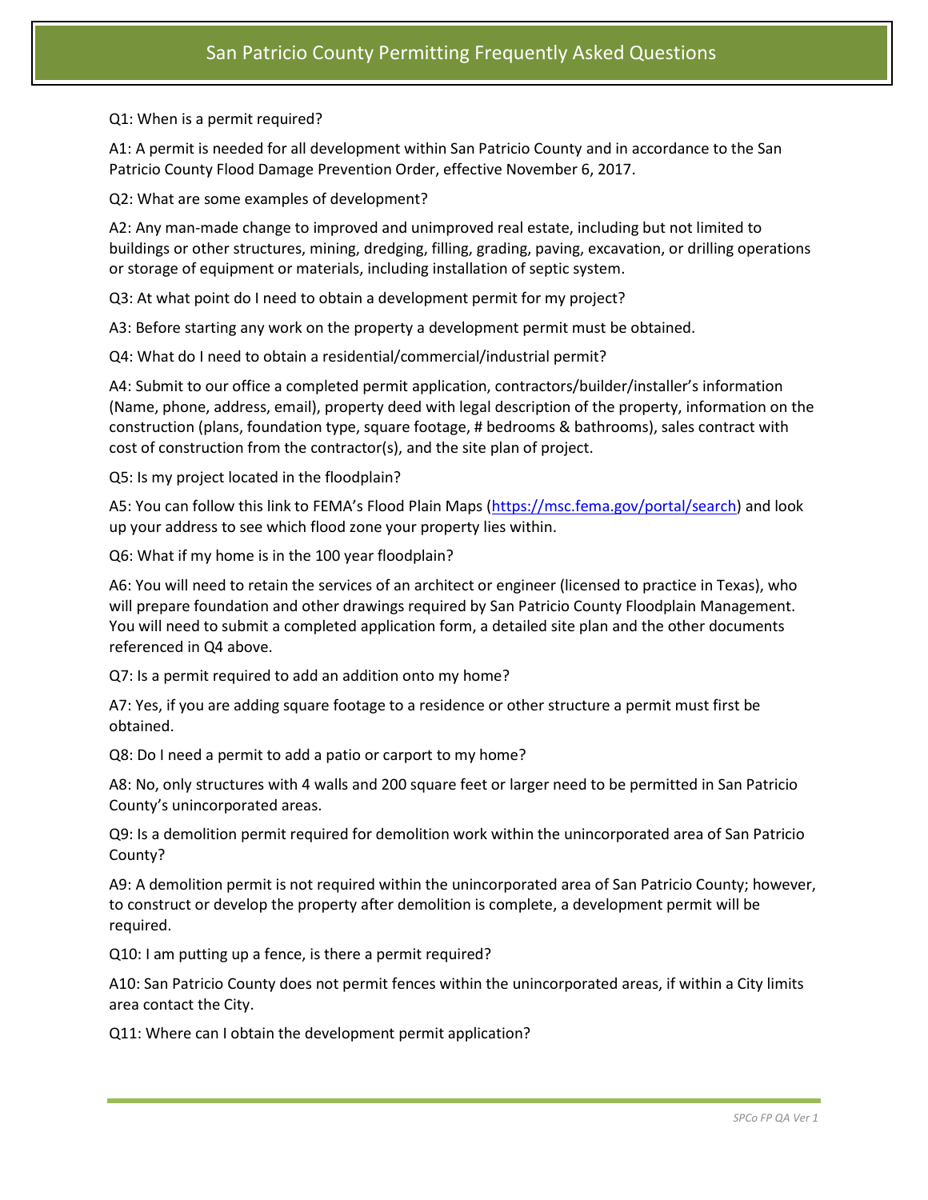# San Patricio County Permitting Frequently Asked Questions

Q1: When is a permit required?

A1: A permit is needed for all development within San Patricio County and in accordance to the San Patricio County Flood Damage Prevention Order, effective November 6, 2017.

Q2: What are some examples of development?

A2: Any man-made change to improved and unimproved real estate, including but not limited to buildings or other structures, mining, dredging, filling, grading, paving, excavation, or drilling operations or storage of equipment or materials, including installation of septic system.

Q3: At what point do I need to obtain a development permit for my project?

A3: Before starting any work on the property a development permit must be obtained.

Q4: What do I need to obtain a residential/commercial/industrial permit?

A4: Submit to our office a completed permit application, contractors/builder/installer's information (Name, phone, address, email), property deed with legal description of the property, information on the construction (plans, foundation type, square footage, # bedrooms & bathrooms), sales contract with cost of construction from the contractor(s), and the site plan of project.

Q5: Is my project located in the floodplain?

A5: You can follow this link to FEMA's Flood Plain Maps ([https://msc.fema.gov/portal/search](https://msc.fema.gov/portal/search)) and look up your address to see which flood zone your property lies within.

Q6: What if my home is in the 100 year floodplain?

A6: You will need to retain the services of an architect or engineer (licensed to practice in Texas), who will prepare foundation and other drawings required by San Patricio County Floodplain Management. You will need to submit a completed application form, a detailed site plan and the other documents referenced in Q4 above.

Q7: Is a permit required to add an addition onto my home?

A7: Yes, if you are adding square footage to a residence or other structure a permit must first be obtained.

Q8: Do I need a permit to add a patio or carport to my home?

A8: No, only structures with 4 walls and 200 square feet or larger need to be permitted in San Patricio County's unincorporated areas.

Q9: Is a demolition permit required for demolition work within the unincorporated area of San Patricio County?

A9: A demolition permit is not required within the unincorporated area of San Patricio County; however, to construct or develop the property after demolition is complete, a development permit will be required.

Q10: I am putting up a fence, is there a permit required?

A10: San Patricio County does not permit fences within the unincorporated areas, if within a City limits area contact the City.

Q11: Where can I obtain the development permit application?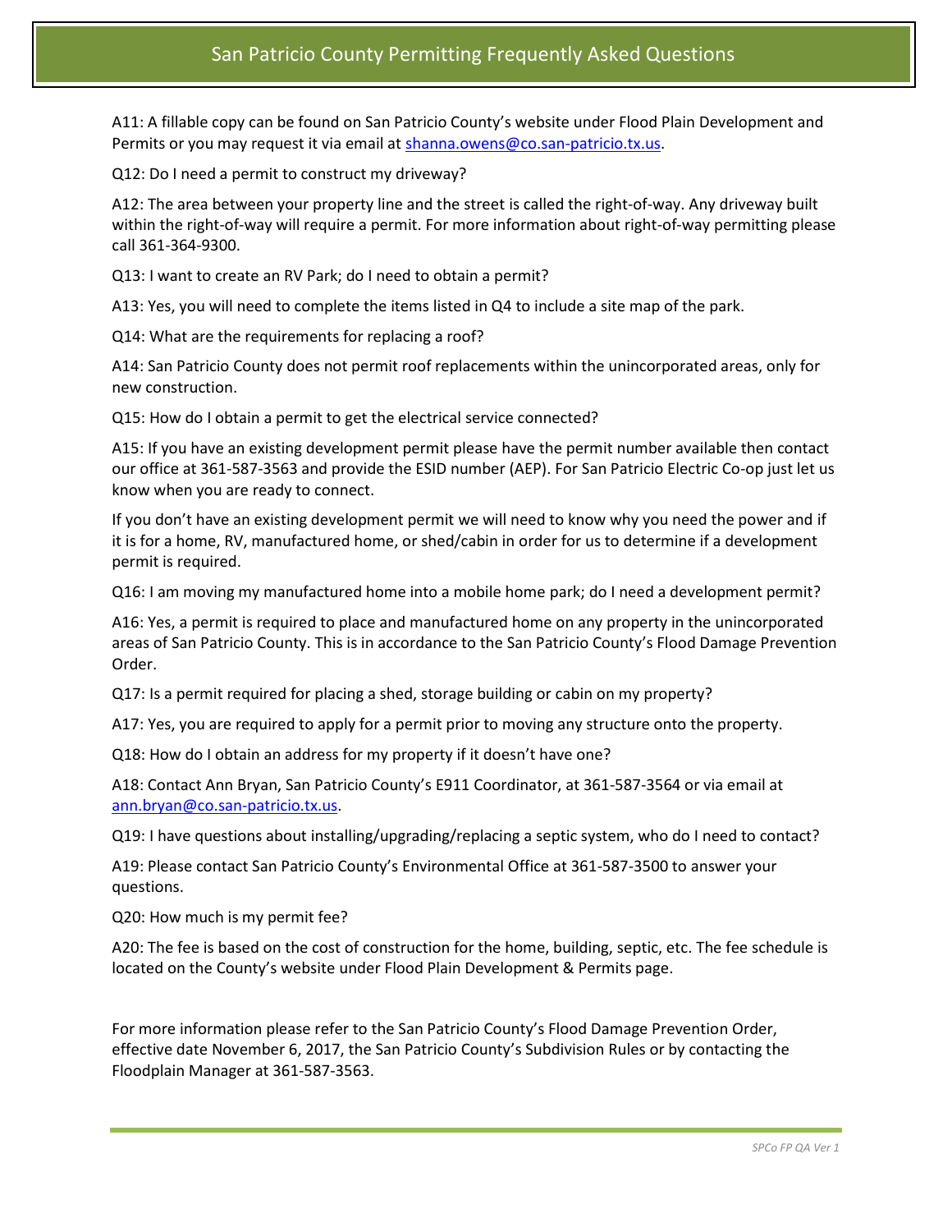A11: A fillable copy can be found on San Patricio County's website under Flood Plain Development and Permits or you may request it via email at shanna.owens@co.san-patricio.tx.us.

Q12: Do I need a permit to construct my driveway?

A12: The area between your property line and the street is called the right-of-way. Any driveway built within the right-of-way will require a permit. For more information about right-of-way permitting please call 361-364-9300.

Q13: I want to create an RV Park; do I need to obtain a permit?

A13: Yes, you will need to complete the items listed in Q4 to include a site map of the park.

Q14: What are the requirements for replacing a roof?

A14: San Patricio County does not permit roof replacements within the unincorporated areas, only for new construction.

Q15: How do I obtain a permit to get the electrical service connected?

A15: If you have an existing development permit please have the permit number available then contact our office at 361-587-3563 and provide the ESID number (AEP). For San Patricio Electric Co-op just let us know when you are ready to connect.

If you don't have an existing development permit we will need to know why you need the power and if it is for a home, RV, manufactured home, or shed/cabin in order for us to determine if a development permit is required.

Q16: I am moving my manufactured home into a mobile home park; do I need a development permit?

A16: Yes, a permit is required to place and manufactured home on any property in the unincorporated areas of San Patricio County. This is in accordance to the San Patricio County's Flood Damage Prevention Order.

Q17: Is a permit required for placing a shed, storage building or cabin on my property?

A17: Yes, you are required to apply for a permit prior to moving any structure onto the property.

Q18: How do I obtain an address for my property if it doesn't have one?

A18: Contact Ann Bryan, San Patricio County's E911 Coordinator, at 361-587-3564 or via email at ann.bryan@co.san-patricio.tx.us.

Q19: I have questions about installing/upgrading/replacing a septic system, who do I need to contact?

A19: Please contact San Patricio County's Environmental Office at 361-587-3500 to answer your questions.

Q20: How much is my permit fee?

A20: The fee is based on the cost of construction for the home, building, septic, etc. The fee schedule is located on the County's website under Flood Plain Development & Permits page.

For more information please refer to the San Patricio County's Flood Damage Prevention Order, effective date November 6, 2017, the San Patricio County's Subdivision Rules or by contacting the Floodplain Manager at 361-587-3563.